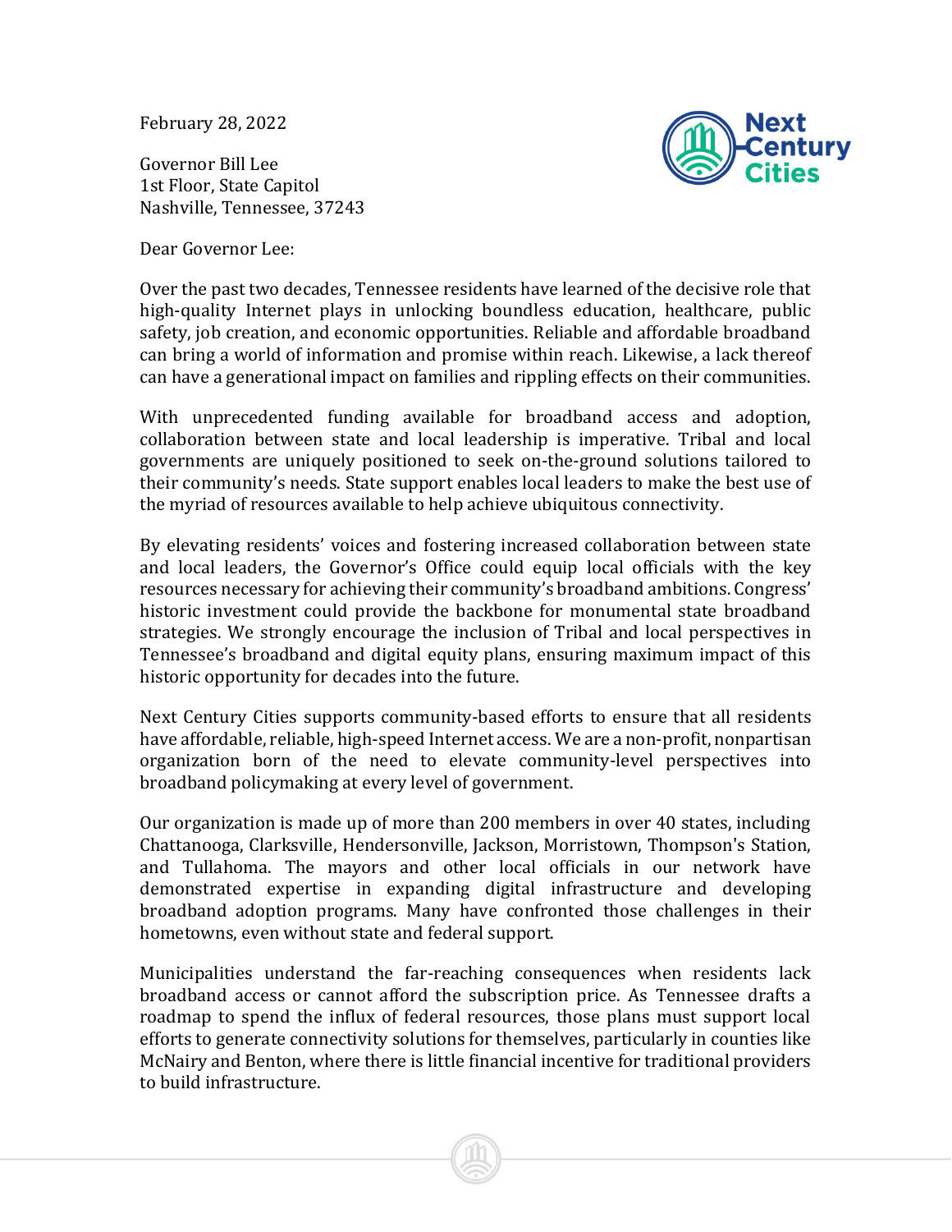February 28, 2022

Governor Bill Lee
1st Floor, State Capitol
Nashville, Tennessee, 37243

Dear Governor Lee:

Over the past two decades, Tennessee residents have learned of the decisive role that high-quality Internet plays in unlocking boundless education, healthcare, public safety, job creation, and economic opportunities. Reliable and affordable broadband can bring a world of information and promise within reach. Likewise, a lack thereof can have a generational impact on families and rippling effects on their communities.

With unprecedented funding available for broadband access and adoption, collaboration between state and local leadership is imperative. Tribal and local governments are uniquely positioned to seek on-the-ground solutions tailored to their community's needs. State support enables local leaders to make the best use of the myriad of resources available to help achieve ubiquitous connectivity.

By elevating residents' voices and fostering increased collaboration between state and local leaders, the Governor's Office could equip local officials with the key resources necessary for achieving their community's broadband ambitions. Congress' historic investment could provide the backbone for monumental state broadband strategies. We strongly encourage the inclusion of Tribal and local perspectives in Tennessee's broadband and digital equity plans, ensuring maximum impact of this historic opportunity for decades into the future.

Next Century Cities supports community-based efforts to ensure that all residents have affordable, reliable, high-speed Internet access. We are a non-profit, nonpartisan organization born of the need to elevate community-level perspectives into broadband policymaking at every level of government.

Our organization is made up of more than 200 members in over 40 states, including Chattanooga, Clarksville, Hendersonville, Jackson, Morristown, Thompson's Station, and Tullahoma. The mayors and other local officials in our network have demonstrated expertise in expanding digital infrastructure and developing broadband adoption programs. Many have confronted those challenges in their hometowns, even without state and federal support.

Municipalities understand the far-reaching consequences when residents lack broadband access or cannot afford the subscription price. As Tennessee drafts a roadmap to spend the influx of federal resources, those plans must support local efforts to generate connectivity solutions for themselves, particularly in counties like McNairy and Benton, where there is little financial incentive for traditional providers to build infrastructure.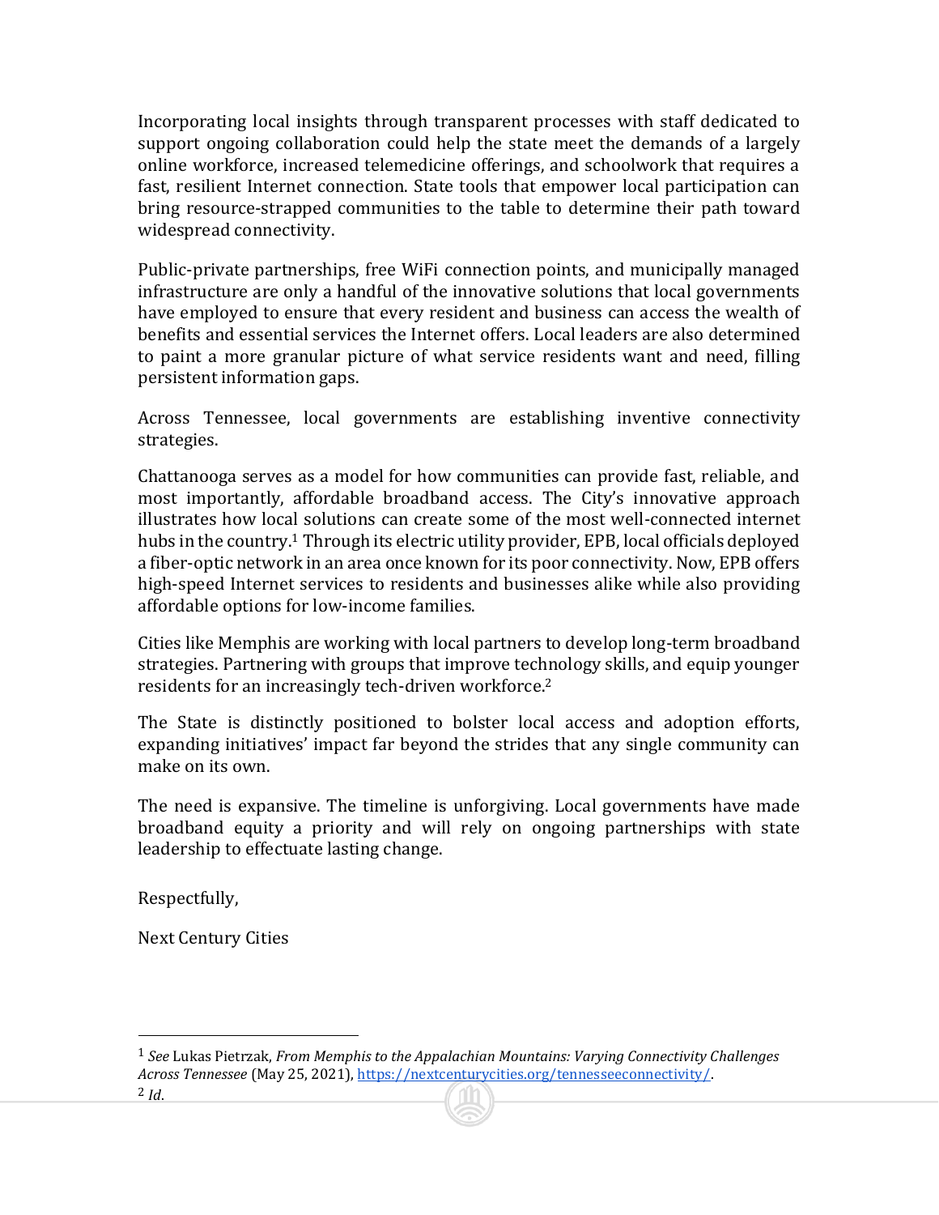Incorporating local insights through transparent processes with staff dedicated to support ongoing collaboration could help the state meet the demands of a largely online workforce, increased telemedicine offerings, and schoolwork that requires a fast, resilient Internet connection. State tools that empower local participation can bring resource-strapped communities to the table to determine their path toward widespread connectivity.

Public-private partnerships, free WiFi connection points, and municipally managed infrastructure are only a handful of the innovative solutions that local governments have employed to ensure that every resident and business can access the wealth of benefits and essential services the Internet offers. Local leaders are also determined to paint a more granular picture of what service residents want and need, filling persistent information gaps.

Across Tennessee, local governments are establishing inventive connectivity strategies.

Chattanooga serves as a model for how communities can provide fast, reliable, and most importantly, affordable broadband access. The City's innovative approach illustrates how local solutions can create some of the most well-connected internet hubs in the country.[1] Through its electric utility provider, EPB, local officials deployed a fiber-optic network in an area once known for its poor connectivity. Now, EPB offers high-speed Internet services to residents and businesses alike while also providing affordable options for low-income families.

Cities like Memphis are working with local partners to develop long-term broadband strategies. Partnering with groups that improve technology skills, and equip younger residents for an increasingly tech-driven workforce.[2]

The State is distinctly positioned to bolster local access and adoption efforts, expanding initiatives' impact far beyond the strides that any single community can make on its own.

The need is expansive. The timeline is unforgiving. Local governments have made broadband equity a priority and will rely on ongoing partnerships with state leadership to effectuate lasting change.

Respectfully,

Next Century Cities

---

[1] *See* Lukas Pietrzak, *From Memphis to the Appalachian Mountains: Varying Connectivity Challenges Across Tennessee* (May 25, 2021), https://nextcenturycities.org/tennesseeconnectivity/.

[2] *Id*.